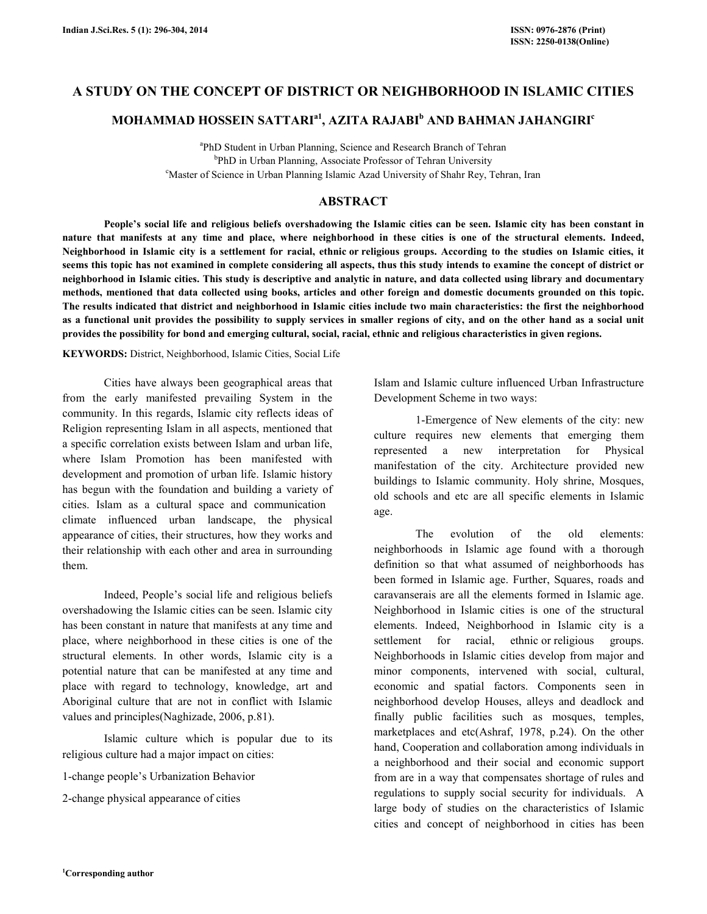# A STUDY ON THE CONCEPT OF DISTRICT OR NEIGHBORHOOD IN ISLAMIC CITIES

## MOHAMMAD HOSSEIN SATTARI[a1], AZITA RAJABI[b] AND BAHMAN JAHANGIRI[c]

[a]PhD Student in Urban Planning, Science and Research Branch of Tehran
[b]PhD in Urban Planning, Associate Professor of Tehran University
[c]Master of Science in Urban Planning Islamic Azad University of Shahr Rey, Tehran, Iran

## ABSTRACT

**People's social life and religious beliefs overshadowing the Islamic cities can be seen. Islamic city has been constant in nature that manifests at any time and place, where neighborhood in these cities is one of the structural elements. Indeed, Neighborhood in Islamic city is a settlement for racial, ethnic or religious groups. According to the studies on Islamic cities, it seems this topic has not examined in complete considering all aspects, thus this study intends to examine the concept of district or neighborhood in Islamic cities. This study is descriptive and analytic in nature, and data collected using library and documentary methods, mentioned that data collected using books, articles and other foreign and domestic documents grounded on this topic. The results indicated that district and neighborhood in Islamic cities include two main characteristics: the first the neighborhood as a functional unit provides the possibility to supply services in smaller regions of city, and on the other hand as a social unit provides the possibility for bond and emerging cultural, social, racial, ethnic and religious characteristics in given regions.**

**KEYWORDS:** District, Neighborhood, Islamic Cities, Social Life

Cities have always been geographical areas that from the early manifested prevailing System in the community. In this regards, Islamic city reflects ideas of Religion representing Islam in all aspects, mentioned that a specific correlation exists between Islam and urban life, where Islam Promotion has been manifested with development and promotion of urban life. Islamic history has begun with the foundation and building a variety of cities. Islam as a cultural space and communication climate influenced urban landscape, the physical appearance of cities, their structures, how they works and their relationship with each other and area in surrounding them.

Indeed, People's social life and religious beliefs overshadowing the Islamic cities can be seen. Islamic city has been constant in nature that manifests at any time and place, where neighborhood in these cities is one of the structural elements. In other words, Islamic city is a potential nature that can be manifested at any time and place with regard to technology, knowledge, art and Aboriginal culture that are not in conflict with Islamic values and principles(Naghizade, 2006, p.81).

Islamic culture which is popular due to its religious culture had a major impact on cities:

1-change people's Urbanization Behavior

2-change physical appearance of cities

Islam and Islamic culture influenced Urban Infrastructure Development Scheme in two ways:

1-Emergence of New elements of the city: new culture requires new elements that emerging them represented a new interpretation for Physical manifestation of the city. Architecture provided new buildings to Islamic community. Holy shrine, Mosques, old schools and etc are all specific elements in Islamic age.

The evolution of the old elements: neighborhoods in Islamic age found with a thorough definition so that what assumed of neighborhoods has been formed in Islamic age. Further, Squares, roads and caravanserais are all the elements formed in Islamic age. Neighborhood in Islamic cities is one of the structural elements. Indeed, Neighborhood in Islamic city is a settlement for racial, ethnic or religious groups. Neighborhoods in Islamic cities develop from major and minor components, intervened with social, cultural, economic and spatial factors. Components seen in neighborhood develop Houses, alleys and deadlock and finally public facilities such as mosques, temples, marketplaces and etc(Ashraf, 1978, p.24). On the other hand, Cooperation and collaboration among individuals in a neighborhood and their social and economic support from are in a way that compensates shortage of rules and regulations to supply social security for individuals. A large body of studies on the characteristics of Islamic cities and concept of neighborhood in cities has been

[1]Corresponding author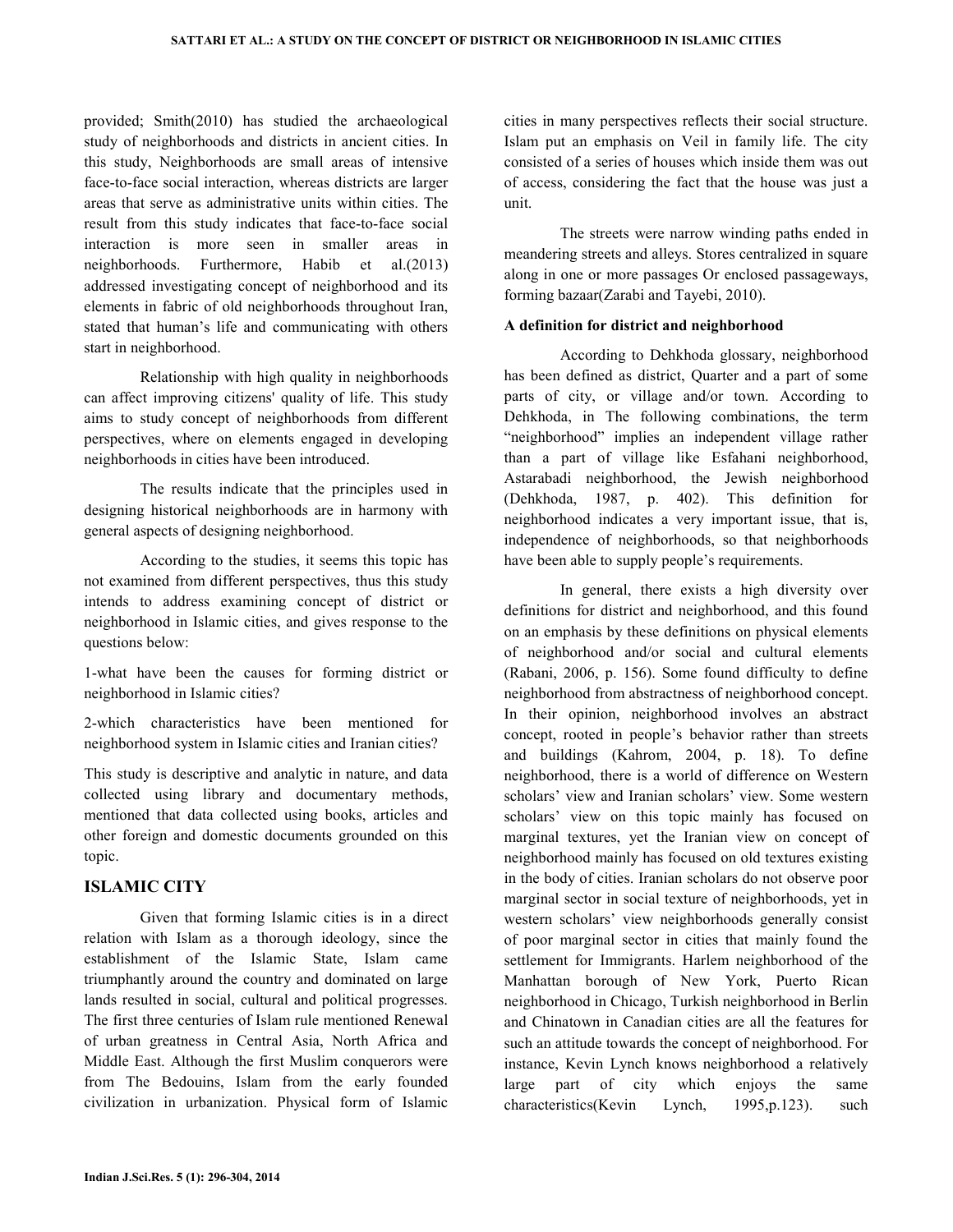provided; Smith(2010) has studied the archaeological study of neighborhoods and districts in ancient cities. In this study, Neighborhoods are small areas of intensive face-to-face social interaction, whereas districts are larger areas that serve as administrative units within cities. The result from this study indicates that face-to-face social interaction is more seen in smaller areas in neighborhoods. Furthermore, Habib et al.(2013) addressed investigating concept of neighborhood and its elements in fabric of old neighborhoods throughout Iran, stated that human's life and communicating with others start in neighborhood.

Relationship with high quality in neighborhoods can affect improving citizens' quality of life. This study aims to study concept of neighborhoods from different perspectives, where on elements engaged in developing neighborhoods in cities have been introduced.

The results indicate that the principles used in designing historical neighborhoods are in harmony with general aspects of designing neighborhood.

According to the studies, it seems this topic has not examined from different perspectives, thus this study intends to address examining concept of district or neighborhood in Islamic cities, and gives response to the questions below:

1-what have been the causes for forming district or neighborhood in Islamic cities?

2-which characteristics have been mentioned for neighborhood system in Islamic cities and Iranian cities?

This study is descriptive and analytic in nature, and data collected using library and documentary methods, mentioned that data collected using books, articles and other foreign and domestic documents grounded on this topic.

## ISLAMIC CITY

Given that forming Islamic cities is in a direct relation with Islam as a thorough ideology, since the establishment of the Islamic State, Islam came triumphantly around the country and dominated on large lands resulted in social, cultural and political progresses. The first three centuries of Islam rule mentioned Renewal of urban greatness in Central Asia, North Africa and Middle East. Although the first Muslim conquerors were from The Bedouins, Islam from the early founded civilization in urbanization. Physical form of Islamic cities in many perspectives reflects their social structure. Islam put an emphasis on Veil in family life. The city consisted of a series of houses which inside them was out of access, considering the fact that the house was just a unit.

The streets were narrow winding paths ended in meandering streets and alleys. Stores centralized in square along in one or more passages Or enclosed passageways, forming bazaar(Zarabi and Tayebi, 2010).

### A definition for district and neighborhood

According to Dehkhoda glossary, neighborhood has been defined as district, Quarter and a part of some parts of city, or village and/or town. According to Dehkhoda, in The following combinations, the term "neighborhood" implies an independent village rather than a part of village like Esfahani neighborhood, Astarabadi neighborhood, the Jewish neighborhood (Dehkhoda, 1987, p. 402). This definition for neighborhood indicates a very important issue, that is, independence of neighborhoods, so that neighborhoods have been able to supply people's requirements.

In general, there exists a high diversity over definitions for district and neighborhood, and this found on an emphasis by these definitions on physical elements of neighborhood and/or social and cultural elements (Rabani, 2006, p. 156). Some found difficulty to define neighborhood from abstractness of neighborhood concept. In their opinion, neighborhood involves an abstract concept, rooted in people's behavior rather than streets and buildings (Kahrom, 2004, p. 18). To define neighborhood, there is a world of difference on Western scholars' view and Iranian scholars' view. Some western scholars' view on this topic mainly has focused on marginal textures, yet the Iranian view on concept of neighborhood mainly has focused on old textures existing in the body of cities. Iranian scholars do not observe poor marginal sector in social texture of neighborhoods, yet in western scholars' view neighborhoods generally consist of poor marginal sector in cities that mainly found the settlement for Immigrants. Harlem neighborhood of the Manhattan borough of New York, Puerto Rican neighborhood in Chicago, Turkish neighborhood in Berlin and Chinatown in Canadian cities are all the features for such an attitude towards the concept of neighborhood. For instance, Kevin Lynch knows neighborhood a relatively large part of city which enjoys the same characteristics(Kevin Lynch, 1995,p.123). such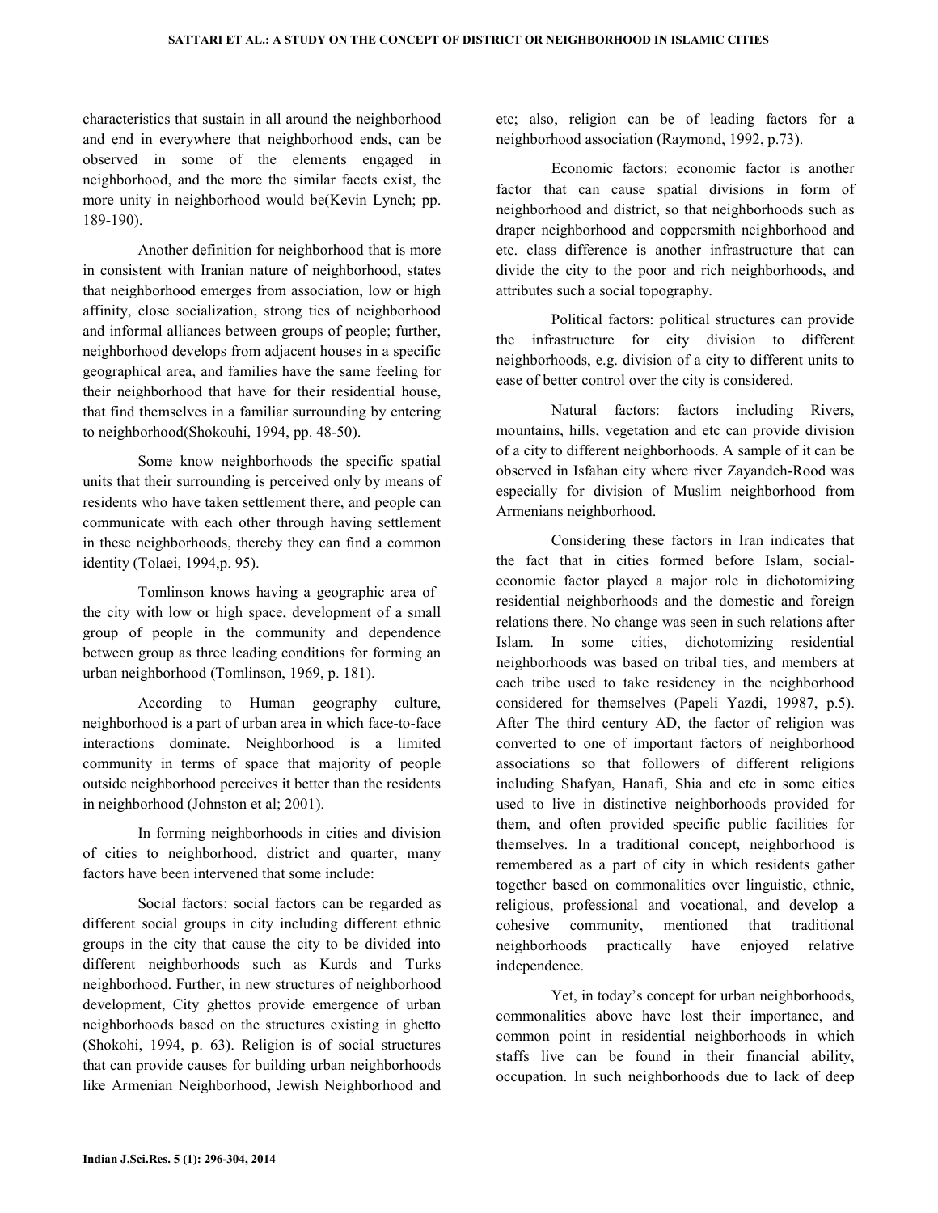characteristics that sustain in all around the neighborhood and end in everywhere that neighborhood ends, can be observed in some of the elements engaged in neighborhood, and the more the similar facets exist, the more unity in neighborhood would be(Kevin Lynch; pp. 189-190).

Another definition for neighborhood that is more in consistent with Iranian nature of neighborhood, states that neighborhood emerges from association, low or high affinity, close socialization, strong ties of neighborhood and informal alliances between groups of people; further, neighborhood develops from adjacent houses in a specific geographical area, and families have the same feeling for their neighborhood that have for their residential house, that find themselves in a familiar surrounding by entering to neighborhood(Shokouhi, 1994, pp. 48-50).

Some know neighborhoods the specific spatial units that their surrounding is perceived only by means of residents who have taken settlement there, and people can communicate with each other through having settlement in these neighborhoods, thereby they can find a common identity (Tolaei, 1994,p. 95).

Tomlinson knows having a geographic area of the city with low or high space, development of a small group of people in the community and dependence between group as three leading conditions for forming an urban neighborhood (Tomlinson, 1969, p. 181).

According to Human geography culture, neighborhood is a part of urban area in which face-to-face interactions dominate. Neighborhood is a limited community in terms of space that majority of people outside neighborhood perceives it better than the residents in neighborhood (Johnston et al; 2001).

In forming neighborhoods in cities and division of cities to neighborhood, district and quarter, many factors have been intervened that some include:

Social factors: social factors can be regarded as different social groups in city including different ethnic groups in the city that cause the city to be divided into different neighborhoods such as Kurds and Turks neighborhood. Further, in new structures of neighborhood development, City ghettos provide emergence of urban neighborhoods based on the structures existing in ghetto (Shokohi, 1994, p. 63). Religion is of social structures that can provide causes for building urban neighborhoods like Armenian Neighborhood, Jewish Neighborhood and etc; also, religion can be of leading factors for a neighborhood association (Raymond, 1992, p.73).

Economic factors: economic factor is another factor that can cause spatial divisions in form of neighborhood and district, so that neighborhoods such as draper neighborhood and coppersmith neighborhood and etc. class difference is another infrastructure that can divide the city to the poor and rich neighborhoods, and attributes such a social topography.

Political factors: political structures can provide the infrastructure for city division to different neighborhoods, e.g. division of a city to different units to ease of better control over the city is considered.

Natural factors: factors including Rivers, mountains, hills, vegetation and etc can provide division of a city to different neighborhoods. A sample of it can be observed in Isfahan city where river Zayandeh-Rood was especially for division of Muslim neighborhood from Armenians neighborhood.

Considering these factors in Iran indicates that the fact that in cities formed before Islam, social-economic factor played a major role in dichotomizing residential neighborhoods and the domestic and foreign relations there. No change was seen in such relations after Islam. In some cities, dichotomizing residential neighborhoods was based on tribal ties, and members at each tribe used to take residency in the neighborhood considered for themselves (Papeli Yazdi, 19987, p.5). After The third century AD, the factor of religion was converted to one of important factors of neighborhood associations so that followers of different religions including Shafyan, Hanafi, Shia and etc in some cities used to live in distinctive neighborhoods provided for them, and often provided specific public facilities for themselves. In a traditional concept, neighborhood is remembered as a part of city in which residents gather together based on commonalities over linguistic, ethnic, religious, professional and vocational, and develop a cohesive community, mentioned that traditional neighborhoods practically have enjoyed relative independence.

Yet, in today's concept for urban neighborhoods, commonalities above have lost their importance, and common point in residential neighborhoods in which staffs live can be found in their financial ability, occupation. In such neighborhoods due to lack of deep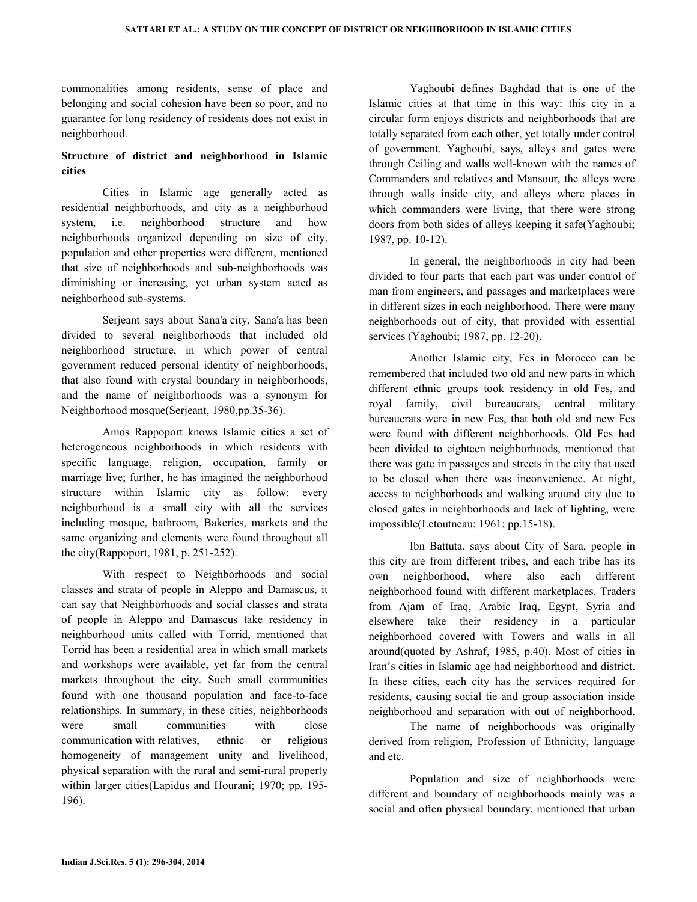commonalities among residents, sense of place and belonging and social cohesion have been so poor, and no guarantee for long residency of residents does not exist in neighborhood.

## Structure of district and neighborhood in Islamic cities

Cities in Islamic age generally acted as residential neighborhoods, and city as a neighborhood system, i.e. neighborhood structure and how neighborhoods organized depending on size of city, population and other properties were different, mentioned that size of neighborhoods and sub-neighborhoods was diminishing or increasing, yet urban system acted as neighborhood sub-systems.

Serjeant says about Sana'a city, Sana'a has been divided to several neighborhoods that included old neighborhood structure, in which power of central government reduced personal identity of neighborhoods, that also found with crystal boundary in neighborhoods, and the name of neighborhoods was a synonym for Neighborhood mosque(Serjeant, 1980,pp.35-36).

Amos Rappoport knows Islamic cities a set of heterogeneous neighborhoods in which residents with specific language, religion, occupation, family or marriage live; further, he has imagined the neighborhood structure within Islamic city as follow: every neighborhood is a small city with all the services including mosque, bathroom, Bakeries, markets and the same organizing and elements were found throughout all the city(Rappoport, 1981, p. 251-252).

With respect to Neighborhoods and social classes and strata of people in Aleppo and Damascus, it can say that Neighborhoods and social classes and strata of people in Aleppo and Damascus take residency in neighborhood units called with Torrid, mentioned that Torrid has been a residential area in which small markets and workshops were available, yet far from the central markets throughout the city. Such small communities found with one thousand population and face-to-face relationships. In summary, in these cities, neighborhoods were small communities with close communication with relatives, ethnic or religious homogeneity of management unity and livelihood, physical separation with the rural and semi-rural property within larger cities(Lapidus and Hourani; 1970; pp. 195-196).

Yaghoubi defines Baghdad that is one of the Islamic cities at that time in this way: this city in a circular form enjoys districts and neighborhoods that are totally separated from each other, yet totally under control of government. Yaghoubi, says, alleys and gates were through Ceiling and walls well-known with the names of Commanders and relatives and Mansour, the alleys were through walls inside city, and alleys where places in which commanders were living, that there were strong doors from both sides of alleys keeping it safe(Yaghoubi; 1987, pp. 10-12).

In general, the neighborhoods in city had been divided to four parts that each part was under control of man from engineers, and passages and marketplaces were in different sizes in each neighborhood. There were many neighborhoods out of city, that provided with essential services (Yaghoubi; 1987, pp. 12-20).

Another Islamic city, Fes in Morocco can be remembered that included two old and new parts in which different ethnic groups took residency in old Fes, and royal family, civil bureaucrats, central military bureaucrats were in new Fes, that both old and new Fes were found with different neighborhoods. Old Fes had been divided to eighteen neighborhoods, mentioned that there was gate in passages and streets in the city that used to be closed when there was inconvenience. At night, access to neighborhoods and walking around city due to closed gates in neighborhoods and lack of lighting, were impossible(Letoutneau; 1961; pp.15-18).

Ibn Battuta, says about City of Sara, people in this city are from different tribes, and each tribe has its own neighborhood, where also each different neighborhood found with different marketplaces. Traders from Ajam of Iraq, Arabic Iraq, Egypt, Syria and elsewhere take their residency in a particular neighborhood covered with Towers and walls in all around(quoted by Ashraf, 1985, p.40). Most of cities in Iran's cities in Islamic age had neighborhood and district. In these cities, each city has the services required for residents, causing social tie and group association inside neighborhood and separation with out of neighborhood.

The name of neighborhoods was originally derived from religion, Profession of Ethnicity, language and etc.

Population and size of neighborhoods were different and boundary of neighborhoods mainly was a social and often physical boundary, mentioned that urban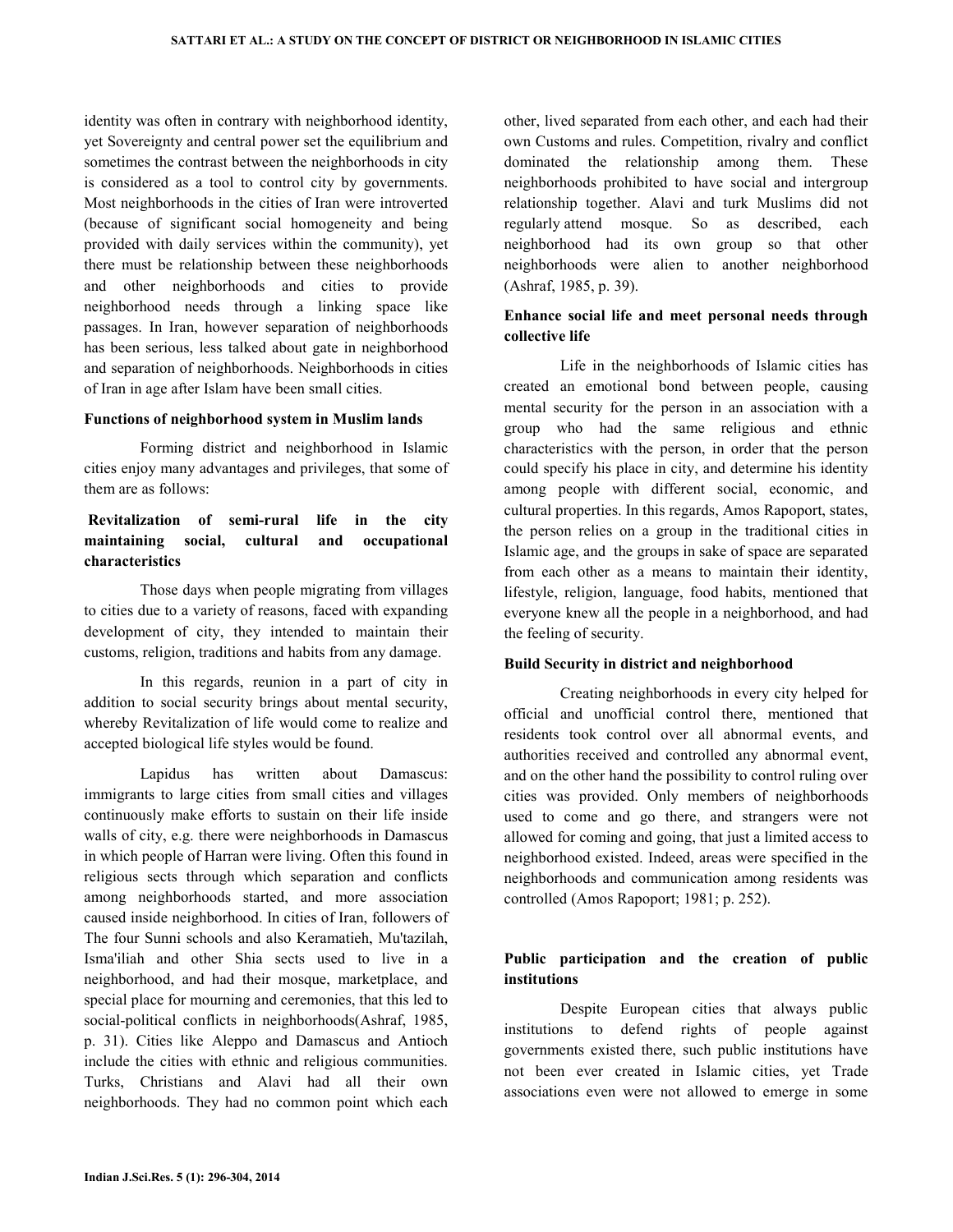identity was often in contrary with neighborhood identity, yet Sovereignty and central power set the equilibrium and sometimes the contrast between the neighborhoods in city is considered as a tool to control city by governments. Most neighborhoods in the cities of Iran were introverted (because of significant social homogeneity and being provided with daily services within the community), yet there must be relationship between these neighborhoods and other neighborhoods and cities to provide neighborhood needs through a linking space like passages. In Iran, however separation of neighborhoods has been serious, less talked about gate in neighborhood and separation of neighborhoods. Neighborhoods in cities of Iran in age after Islam have been small cities.

#### Functions of neighborhood system in Muslim lands

Forming district and neighborhood in Islamic cities enjoy many advantages and privileges, that some of them are as follows:

#### Revitalization of semi-rural life in the city maintaining social, cultural and occupational characteristics

Those days when people migrating from villages to cities due to a variety of reasons, faced with expanding development of city, they intended to maintain their customs, religion, traditions and habits from any damage.

In this regards, reunion in a part of city in addition to social security brings about mental security, whereby Revitalization of life would come to realize and accepted biological life styles would be found.

Lapidus has written about Damascus: immigrants to large cities from small cities and villages continuously make efforts to sustain on their life inside walls of city, e.g. there were neighborhoods in Damascus in which people of Harran were living. Often this found in religious sects through which separation and conflicts among neighborhoods started, and more association caused inside neighborhood. In cities of Iran, followers of The four Sunni schools and also Keramatieh, Mu'tazilah, Isma'iliah and other Shia sects used to live in a neighborhood, and had their mosque, marketplace, and special place for mourning and ceremonies, that this led to social-political conflicts in neighborhoods(Ashraf, 1985, p. 31). Cities like Aleppo and Damascus and Antioch include the cities with ethnic and religious communities. Turks, Christians and Alavi had all their own neighborhoods. They had no common point which each other, lived separated from each other, and each had their own Customs and rules. Competition, rivalry and conflict dominated the relationship among them. These neighborhoods prohibited to have social and intergroup relationship together. Alavi and turk Muslims did not regularly attend mosque. So as described, each neighborhood had its own group so that other neighborhoods were alien to another neighborhood (Ashraf, 1985, p. 39).

#### Enhance social life and meet personal needs through collective life

Life in the neighborhoods of Islamic cities has created an emotional bond between people, causing mental security for the person in an association with a group who had the same religious and ethnic characteristics with the person, in order that the person could specify his place in city, and determine his identity among people with different social, economic, and cultural properties. In this regards, Amos Rapoport, states, the person relies on a group in the traditional cities in Islamic age, and the groups in sake of space are separated from each other as a means to maintain their identity, lifestyle, religion, language, food habits, mentioned that everyone knew all the people in a neighborhood, and had the feeling of security.

#### Build Security in district and neighborhood

Creating neighborhoods in every city helped for official and unofficial control there, mentioned that residents took control over all abnormal events, and authorities received and controlled any abnormal event, and on the other hand the possibility to control ruling over cities was provided. Only members of neighborhoods used to come and go there, and strangers were not allowed for coming and going, that just a limited access to neighborhood existed. Indeed, areas were specified in the neighborhoods and communication among residents was controlled (Amos Rapoport; 1981; p. 252).

#### Public participation and the creation of public institutions

Despite European cities that always public institutions to defend rights of people against governments existed there, such public institutions have not been ever created in Islamic cities, yet Trade associations even were not allowed to emerge in some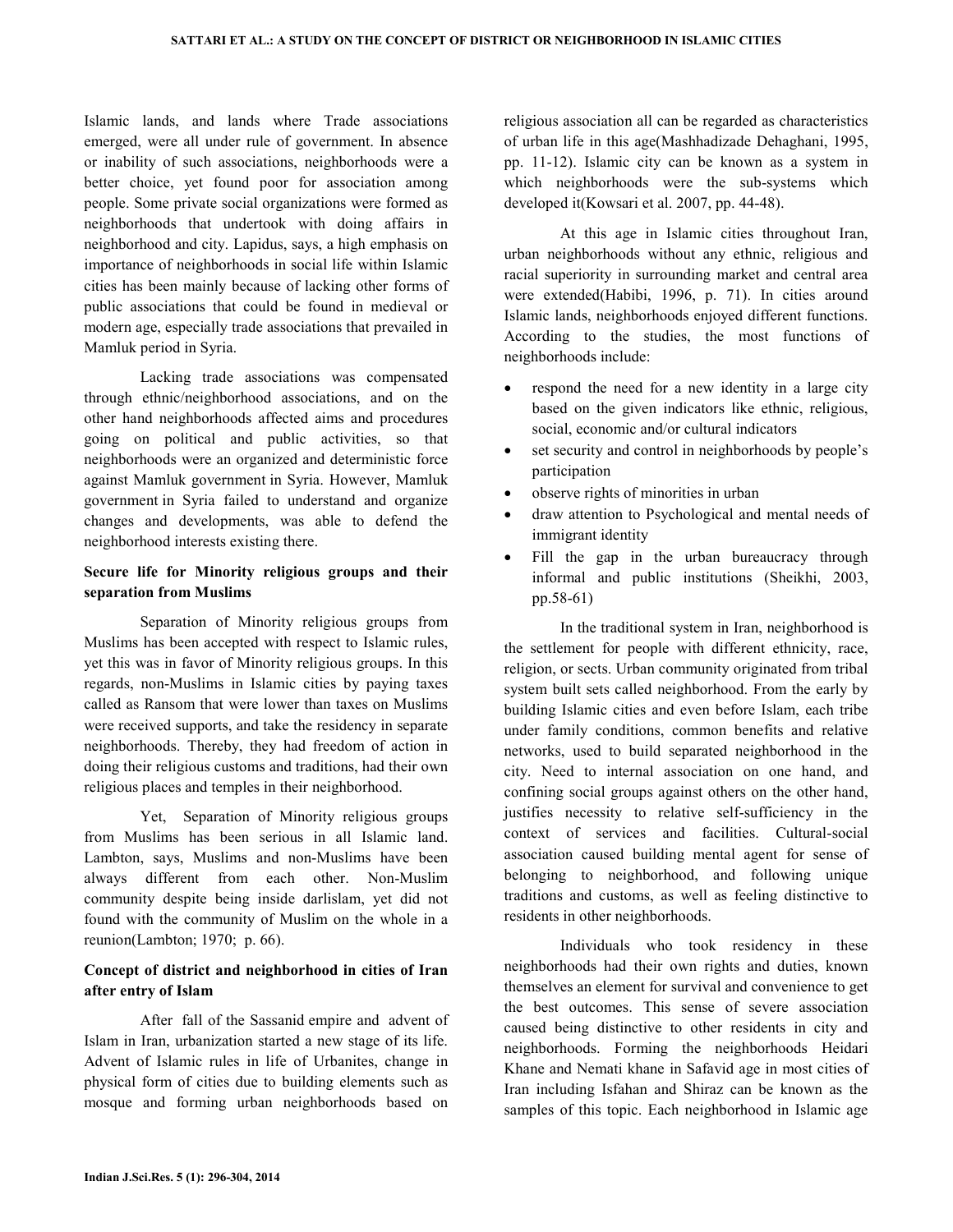Islamic lands, and lands where Trade associations emerged, were all under rule of government. In absence or inability of such associations, neighborhoods were a better choice, yet found poor for association among people. Some private social organizations were formed as neighborhoods that undertook with doing affairs in neighborhood and city. Lapidus, says, a high emphasis on importance of neighborhoods in social life within Islamic cities has been mainly because of lacking other forms of public associations that could be found in medieval or modern age, especially trade associations that prevailed in Mamluk period in Syria.

Lacking trade associations was compensated through ethnic/neighborhood associations, and on the other hand neighborhoods affected aims and procedures going on political and public activities, so that neighborhoods were an organized and deterministic force against Mamluk government in Syria. However, Mamluk government in Syria failed to understand and organize changes and developments, was able to defend the neighborhood interests existing there.

### Secure life for Minority religious groups and their separation from Muslims

Separation of Minority religious groups from Muslims has been accepted with respect to Islamic rules, yet this was in favor of Minority religious groups. In this regards, non-Muslims in Islamic cities by paying taxes called as Ransom that were lower than taxes on Muslims were received supports, and take the residency in separate neighborhoods. Thereby, they had freedom of action in doing their religious customs and traditions, had their own religious places and temples in their neighborhood.

Yet, Separation of Minority religious groups from Muslims has been serious in all Islamic land. Lambton, says, Muslims and non-Muslims have been always different from each other. Non-Muslim community despite being inside darlislam, yet did not found with the community of Muslim on the whole in a reunion(Lambton; 1970; p. 66).

### Concept of district and neighborhood in cities of Iran after entry of Islam

After fall of the Sassanid empire and advent of Islam in Iran, urbanization started a new stage of its life. Advent of Islamic rules in life of Urbanites, change in physical form of cities due to building elements such as mosque and forming urban neighborhoods based on religious association all can be regarded as characteristics of urban life in this age(Mashhadizade Dehaghani, 1995, pp. 11-12). Islamic city can be known as a system in which neighborhoods were the sub-systems which developed it(Kowsari et al. 2007, pp. 44-48).

At this age in Islamic cities throughout Iran, urban neighborhoods without any ethnic, religious and racial superiority in surrounding market and central area were extended(Habibi, 1996, p. 71). In cities around Islamic lands, neighborhoods enjoyed different functions. According to the studies, the most functions of neighborhoods include:

- respond the need for a new identity in a large city based on the given indicators like ethnic, religious, social, economic and/or cultural indicators
- set security and control in neighborhoods by people's participation
- observe rights of minorities in urban
- draw attention to Psychological and mental needs of immigrant identity
- Fill the gap in the urban bureaucracy through informal and public institutions (Sheikhi, 2003, pp.58-61)

In the traditional system in Iran, neighborhood is the settlement for people with different ethnicity, race, religion, or sects. Urban community originated from tribal system built sets called neighborhood. From the early by building Islamic cities and even before Islam, each tribe under family conditions, common benefits and relative networks, used to build separated neighborhood in the city. Need to internal association on one hand, and confining social groups against others on the other hand, justifies necessity to relative self-sufficiency in the context of services and facilities. Cultural-social association caused building mental agent for sense of belonging to neighborhood, and following unique traditions and customs, as well as feeling distinctive to residents in other neighborhoods.

Individuals who took residency in these neighborhoods had their own rights and duties, known themselves an element for survival and convenience to get the best outcomes. This sense of severe association caused being distinctive to other residents in city and neighborhoods. Forming the neighborhoods Heidari Khane and Nemati khane in Safavid age in most cities of Iran including Isfahan and Shiraz can be known as the samples of this topic. Each neighborhood in Islamic age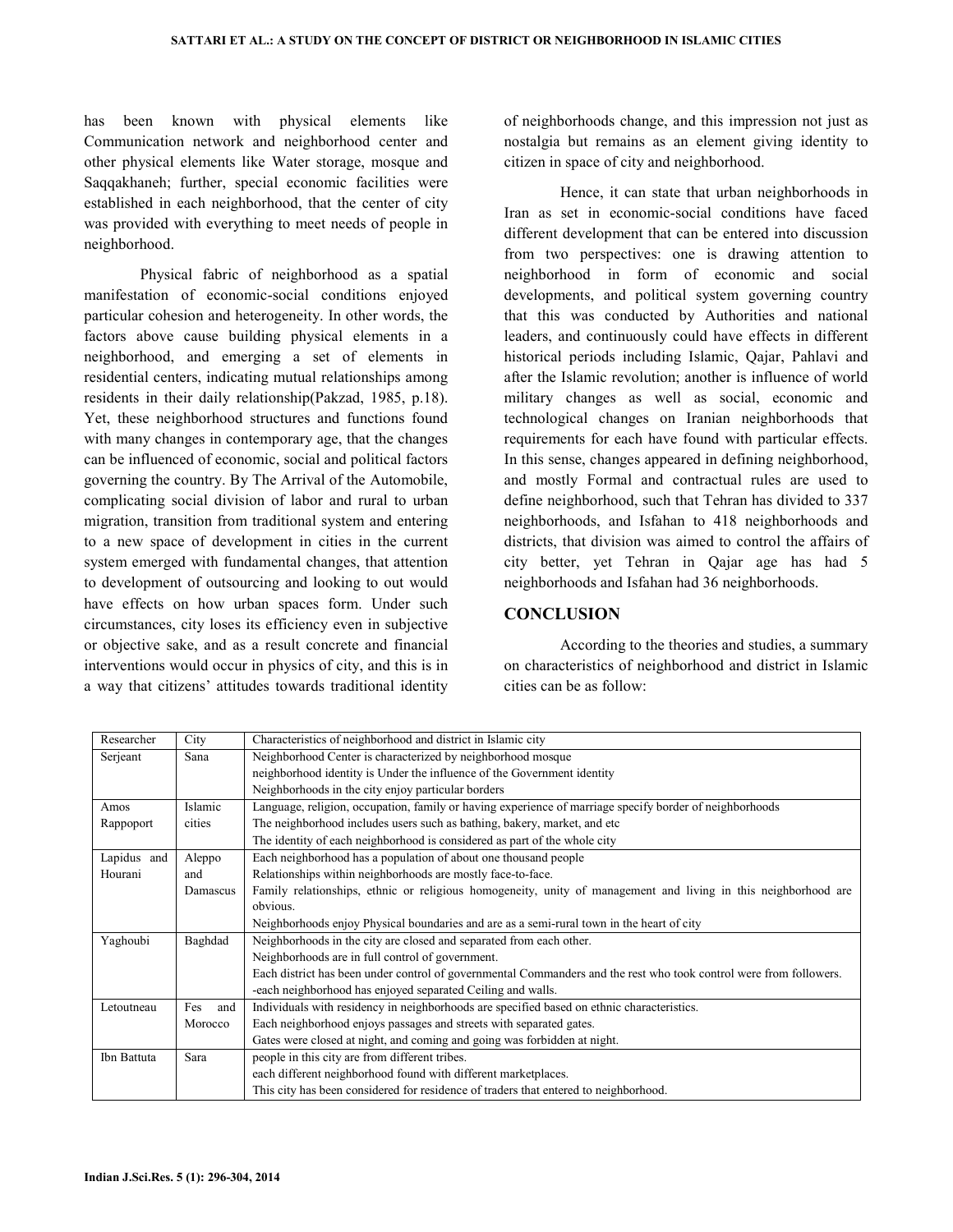has been known with physical elements like Communication network and neighborhood center and other physical elements like Water storage, mosque and Saqqakhaneh; further, special economic facilities were established in each neighborhood, that the center of city was provided with everything to meet needs of people in neighborhood.

Physical fabric of neighborhood as a spatial manifestation of economic-social conditions enjoyed particular cohesion and heterogeneity. In other words, the factors above cause building physical elements in a neighborhood, and emerging a set of elements in residential centers, indicating mutual relationships among residents in their daily relationship(Pakzad, 1985, p.18). Yet, these neighborhood structures and functions found with many changes in contemporary age, that the changes can be influenced of economic, social and political factors governing the country. By The Arrival of the Automobile, complicating social division of labor and rural to urban migration, transition from traditional system and entering to a new space of development in cities in the current system emerged with fundamental changes, that attention to development of outsourcing and looking to out would have effects on how urban spaces form. Under such circumstances, city loses its efficiency even in subjective or objective sake, and as a result concrete and financial interventions would occur in physics of city, and this is in a way that citizens' attitudes towards traditional identity of neighborhoods change, and this impression not just as nostalgia but remains as an element giving identity to citizen in space of city and neighborhood.

Hence, it can state that urban neighborhoods in Iran as set in economic-social conditions have faced different development that can be entered into discussion from two perspectives: one is drawing attention to neighborhood in form of economic and social developments, and political system governing country that this was conducted by Authorities and national leaders, and continuously could have effects in different historical periods including Islamic, Qajar, Pahlavi and after the Islamic revolution; another is influence of world military changes as well as social, economic and technological changes on Iranian neighborhoods that requirements for each have found with particular effects. In this sense, changes appeared in defining neighborhood, and mostly Formal and contractual rules are used to define neighborhood, such that Tehran has divided to 337 neighborhoods, and Isfahan to 418 neighborhoods and districts, that division was aimed to control the affairs of city better, yet Tehran in Qajar age has had 5 neighborhoods and Isfahan had 36 neighborhoods.

## CONCLUSION

According to the theories and studies, a summary on characteristics of neighborhood and district in Islamic cities can be as follow:

| Researcher | City | Characteristics of neighborhood and district in Islamic city |
|---|---|---|
| Serjeant | Sana | Neighborhood Center is characterized by neighborhood mosque<br>neighborhood identity is Under the influence of the Government identity<br>Neighborhoods in the city enjoy particular borders |
| Amos Rappoport | Islamic cities | Language, religion, occupation, family or having experience of marriage specify border of neighborhoods<br>The neighborhood includes users such as bathing, bakery, market, and etc<br>The identity of each neighborhood is considered as part of the whole city |
| Lapidus and Hourani | Aleppo and Damascus | Each neighborhood has a population of about one thousand people<br>Relationships within neighborhoods are mostly face-to-face.<br>Family relationships, ethnic or religious homogeneity, unity of management and living in this neighborhood are obvious.<br>Neighborhoods enjoy Physical boundaries and are as a semi-rural town in the heart of city |
| Yaghoubi | Baghdad | Neighborhoods in the city are closed and separated from each other.<br>Neighborhoods are in full control of government.<br>Each district has been under control of governmental Commanders and the rest who took control were from followers.<br>-each neighborhood has enjoyed separated Ceiling and walls. |
| Letoutneau | Fes and Morocco | Individuals with residency in neighborhoods are specified based on ethnic characteristics.<br>Each neighborhood enjoys passages and streets with separated gates.<br>Gates were closed at night, and coming and going was forbidden at night. |
| Ibn Battuta | Sara | people in this city are from different tribes.<br>each different neighborhood found with different marketplaces.<br>This city has been considered for residence of traders that entered to neighborhood. |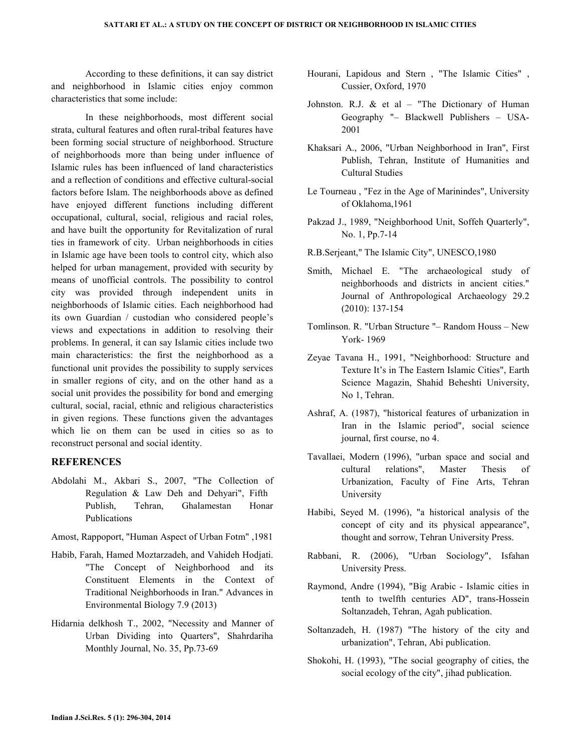According to these definitions, it can say district and neighborhood in Islamic cities enjoy common characteristics that some include:

In these neighborhoods, most different social strata, cultural features and often rural-tribal features have been forming social structure of neighborhood. Structure of neighborhoods more than being under influence of Islamic rules has been influenced of land characteristics and a reflection of conditions and effective cultural-social factors before Islam. The neighborhoods above as defined have enjoyed different functions including different occupational, cultural, social, religious and racial roles, and have built the opportunity for Revitalization of rural ties in framework of city. Urban neighborhoods in cities in Islamic age have been tools to control city, which also helped for urban management, provided with security by means of unofficial controls. The possibility to control city was provided through independent units in neighborhoods of Islamic cities. Each neighborhood had its own Guardian / custodian who considered people's views and expectations in addition to resolving their problems. In general, it can say Islamic cities include two main characteristics: the first the neighborhood as a functional unit provides the possibility to supply services in smaller regions of city, and on the other hand as a social unit provides the possibility for bond and emerging cultural, social, racial, ethnic and religious characteristics in given regions. These functions given the advantages which lie on them can be used in cities so as to reconstruct personal and social identity.

## REFERENCES

Abdolahi M., Akbari S., 2007, "The Collection of Regulation & Law Deh and Dehyari", Fifth Publish, Tehran, Ghalamestan Honar Publications

Amost, Rappoport, "Human Aspect of Urban Fotm" ,1981

Habib, Farah, Hamed Moztarzadeh, and Vahideh Hodjati. "The Concept of Neighborhood and its Constituent Elements in the Context of Traditional Neighborhoods in Iran." Advances in Environmental Biology 7.9 (2013)

Hidarnia delkhosh T., 2002, "Necessity and Manner of Urban Dividing into Quarters", Shahrdariha Monthly Journal, No. 35, Pp.73-69

Hourani, Lapidous and Stern , "The Islamic Cities" , Cussier, Oxford, 1970

Johnston. R.J. & et al – "The Dictionary of Human Geography "– Blackwell Publishers – USA-2001

Khaksari A., 2006, "Urban Neighborhood in Iran", First Publish, Tehran, Institute of Humanities and Cultural Studies

Le Tourneau , "Fez in the Age of Marinindes", University of Oklahoma,1961

Pakzad J., 1989, "Neighborhood Unit, Soffeh Quarterly", No. 1, Pp.7-14

R.B.Serjeant," The Islamic City", UNESCO,1980

Smith, Michael E. "The archaeological study of neighborhoods and districts in ancient cities." Journal of Anthropological Archaeology 29.2 (2010): 137-154

Tomlinson. R. "Urban Structure "– Random Houss – New York- 1969

Zeyae Tavana H., 1991, "Neighborhood: Structure and Texture It's in The Eastern Islamic Cities", Earth Science Magazin, Shahid Beheshti University, No 1, Tehran.

Ashraf, A. (1987), "historical features of urbanization in Iran in the Islamic period", social science journal, first course, no 4.

Tavallaei, Modern (1996), "urban space and social and cultural relations", Master Thesis of Urbanization, Faculty of Fine Arts, Tehran University

Habibi, Seyed M. (1996), "a historical analysis of the concept of city and its physical appearance", thought and sorrow, Tehran University Press.

Rabbani, R. (2006), "Urban Sociology", Isfahan University Press.

Raymond, Andre (1994), "Big Arabic - Islamic cities in tenth to twelfth centuries AD", trans-Hossein Soltanzadeh, Tehran, Agah publication.

Soltanzadeh, H. (1987) "The history of the city and urbanization", Tehran, Abi publication.

Shokohi, H. (1993), "The social geography of cities, the social ecology of the city", jihad publication.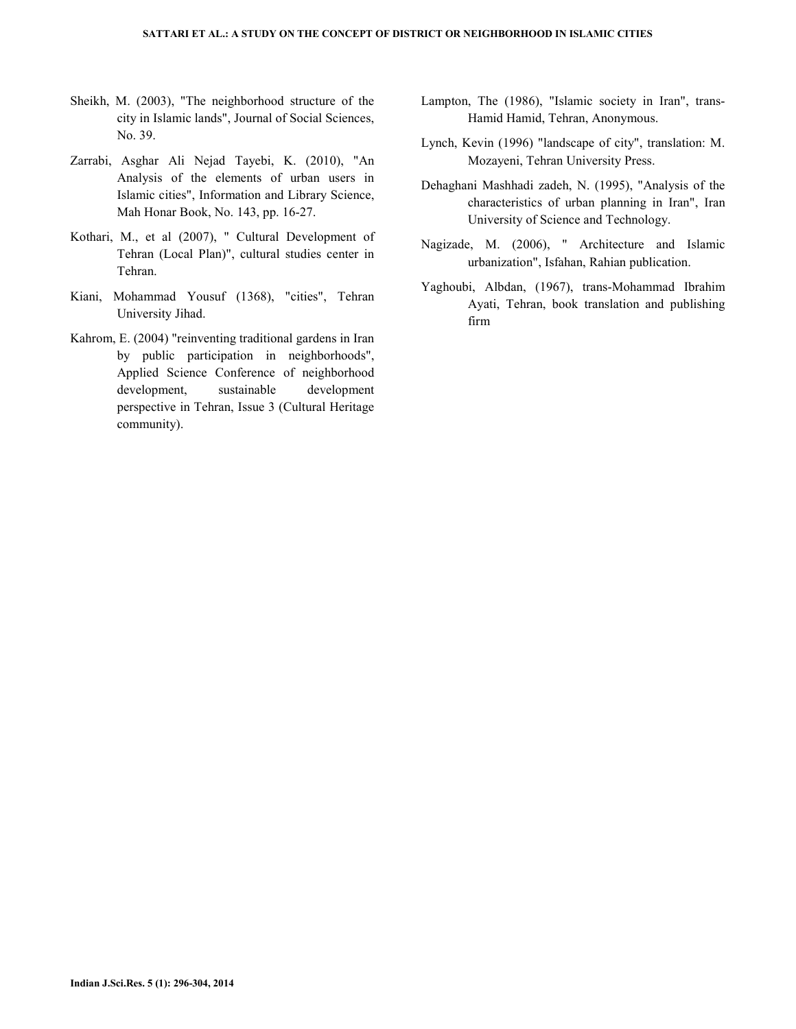Sheikh, M. (2003), "The neighborhood structure of the city in Islamic lands", Journal of Social Sciences, No. 39.

Zarrabi, Asghar Ali Nejad Tayebi, K. (2010), "An Analysis of the elements of urban users in Islamic cities", Information and Library Science, Mah Honar Book, No. 143, pp. 16-27.

Kothari, M., et al (2007), " Cultural Development of Tehran (Local Plan)", cultural studies center in Tehran.

Kiani, Mohammad Yousuf (1368), "cities", Tehran University Jihad.

Kahrom, E. (2004) "reinventing traditional gardens in Iran by public participation in neighborhoods", Applied Science Conference of neighborhood development, sustainable development perspective in Tehran, Issue 3 (Cultural Heritage community).

Lampton, The (1986), "Islamic society in Iran", trans-Hamid Hamid, Tehran, Anonymous.

Lynch, Kevin (1996) "landscape of city", translation: M. Mozayeni, Tehran University Press.

Dehaghani Mashhadi zadeh, N. (1995), "Analysis of the characteristics of urban planning in Iran", Iran University of Science and Technology.

Nagizade, M. (2006), " Architecture and Islamic urbanization", Isfahan, Rahian publication.

Yaghoubi, Albdan, (1967), trans-Mohammad Ibrahim Ayati, Tehran, book translation and publishing firm